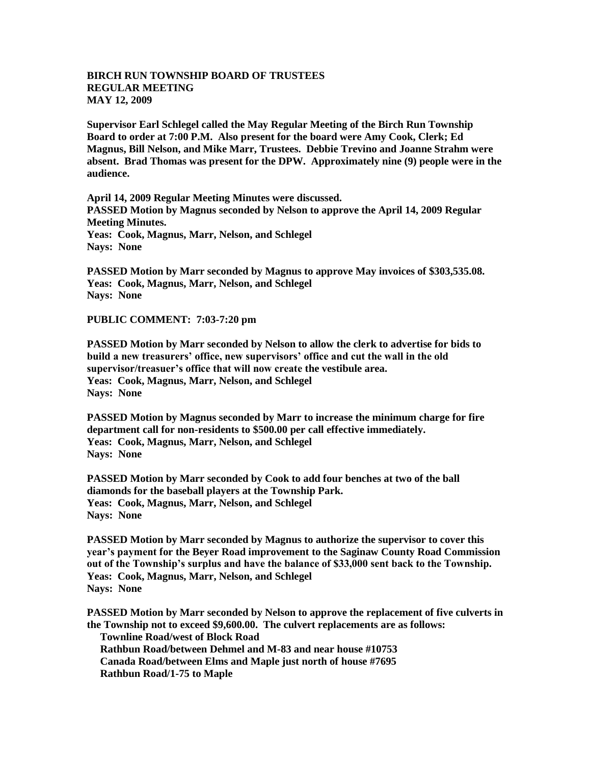**BIRCH RUN TOWNSHIP BOARD OF TRUSTEES**
**REGULAR MEETING**
**MAY 12, 2009**

**Supervisor Earl Schlegel called the May Regular Meeting of the Birch Run Township Board to order at 7:00 P.M. Also present for the board were Amy Cook, Clerk; Ed Magnus, Bill Nelson, and Mike Marr, Trustees. Debbie Trevino and Joanne Strahm were absent. Brad Thomas was present for the DPW. Approximately nine (9) people were in the audience.**

**April 14, 2009 Regular Meeting Minutes were discussed.**
**PASSED Motion by Magnus seconded by Nelson to approve the April 14, 2009 Regular Meeting Minutes.**
**Yeas: Cook, Magnus, Marr, Nelson, and Schlegel**
**Nays: None**

**PASSED Motion by Marr seconded by Magnus to approve May invoices of $303,535.08.**
**Yeas: Cook, Magnus, Marr, Nelson, and Schlegel**
**Nays: None**

**PUBLIC COMMENT: 7:03-7:20 pm**

**PASSED Motion by Marr seconded by Nelson to allow the clerk to advertise for bids to build a new treasurers' office, new supervisors' office and cut the wall in the old supervisor/treasuer's office that will now create the vestibule area.**
**Yeas: Cook, Magnus, Marr, Nelson, and Schlegel**
**Nays: None**

**PASSED Motion by Magnus seconded by Marr to increase the minimum charge for fire department call for non-residents to $500.00 per call effective immediately.**
**Yeas: Cook, Magnus, Marr, Nelson, and Schlegel**
**Nays: None**

**PASSED Motion by Marr seconded by Cook to add four benches at two of the ball diamonds for the baseball players at the Township Park.**
**Yeas: Cook, Magnus, Marr, Nelson, and Schlegel**
**Nays: None**

**PASSED Motion by Marr seconded by Magnus to authorize the supervisor to cover this year's payment for the Beyer Road improvement to the Saginaw County Road Commission out of the Township's surplus and have the balance of $33,000 sent back to the Township.**
**Yeas: Cook, Magnus, Marr, Nelson, and Schlegel**
**Nays: None**

**PASSED Motion by Marr seconded by Nelson to approve the replacement of five culverts in the Township not to exceed $9,600.00. The culvert replacements are as follows:**
**Townline Road/west of Block Road**
**Rathbun Road/between Dehmel and M-83 and near house #10753**
**Canada Road/between Elms and Maple just north of house #7695**
**Rathbun Road/1-75 to Maple**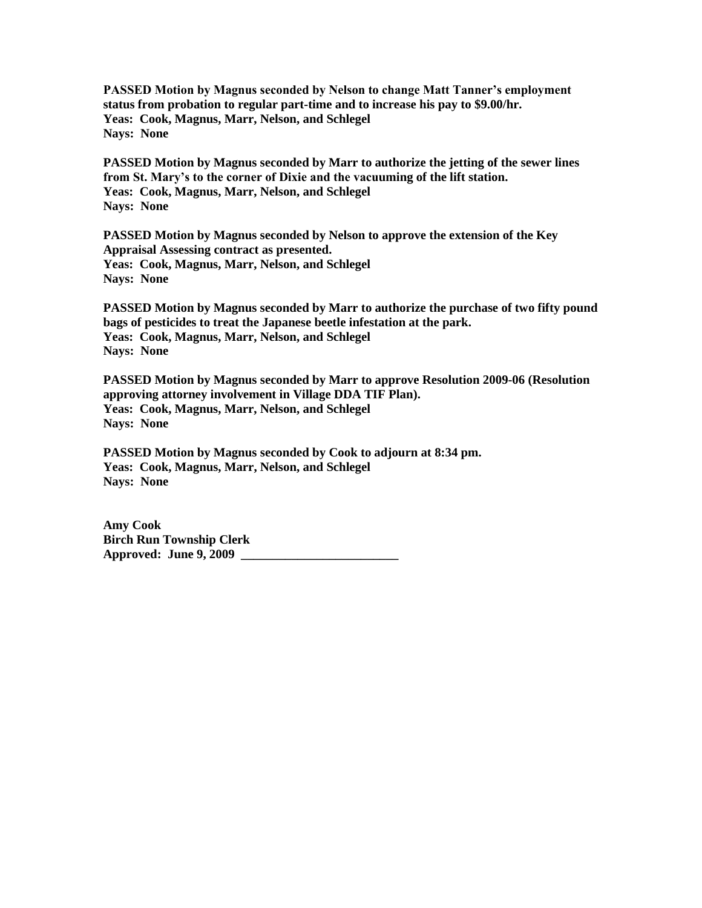**PASSED Motion by Magnus seconded by Nelson to change Matt Tanner's employment status from probation to regular part-time and to increase his pay to $9.00/hr.**
**Yeas: Cook, Magnus, Marr, Nelson, and Schlegel**
**Nays: None**

**PASSED Motion by Magnus seconded by Marr to authorize the jetting of the sewer lines from St. Mary's to the corner of Dixie and the vacuuming of the lift station.**
**Yeas: Cook, Magnus, Marr, Nelson, and Schlegel**
**Nays: None**

**PASSED Motion by Magnus seconded by Nelson to approve the extension of the Key Appraisal Assessing contract as presented.**
**Yeas: Cook, Magnus, Marr, Nelson, and Schlegel**
**Nays: None**

**PASSED Motion by Magnus seconded by Marr to authorize the purchase of two fifty pound bags of pesticides to treat the Japanese beetle infestation at the park.**
**Yeas: Cook, Magnus, Marr, Nelson, and Schlegel**
**Nays: None**

**PASSED Motion by Magnus seconded by Marr to approve Resolution 2009-06 (Resolution approving attorney involvement in Village DDA TIF Plan).**
**Yeas: Cook, Magnus, Marr, Nelson, and Schlegel**
**Nays: None**

**PASSED Motion by Magnus seconded by Cook to adjourn at 8:34 pm.**
**Yeas: Cook, Magnus, Marr, Nelson, and Schlegel**
**Nays: None**

**Amy Cook**
**Birch Run Township Clerk**
**Approved: June 9, 2009 _________________________**